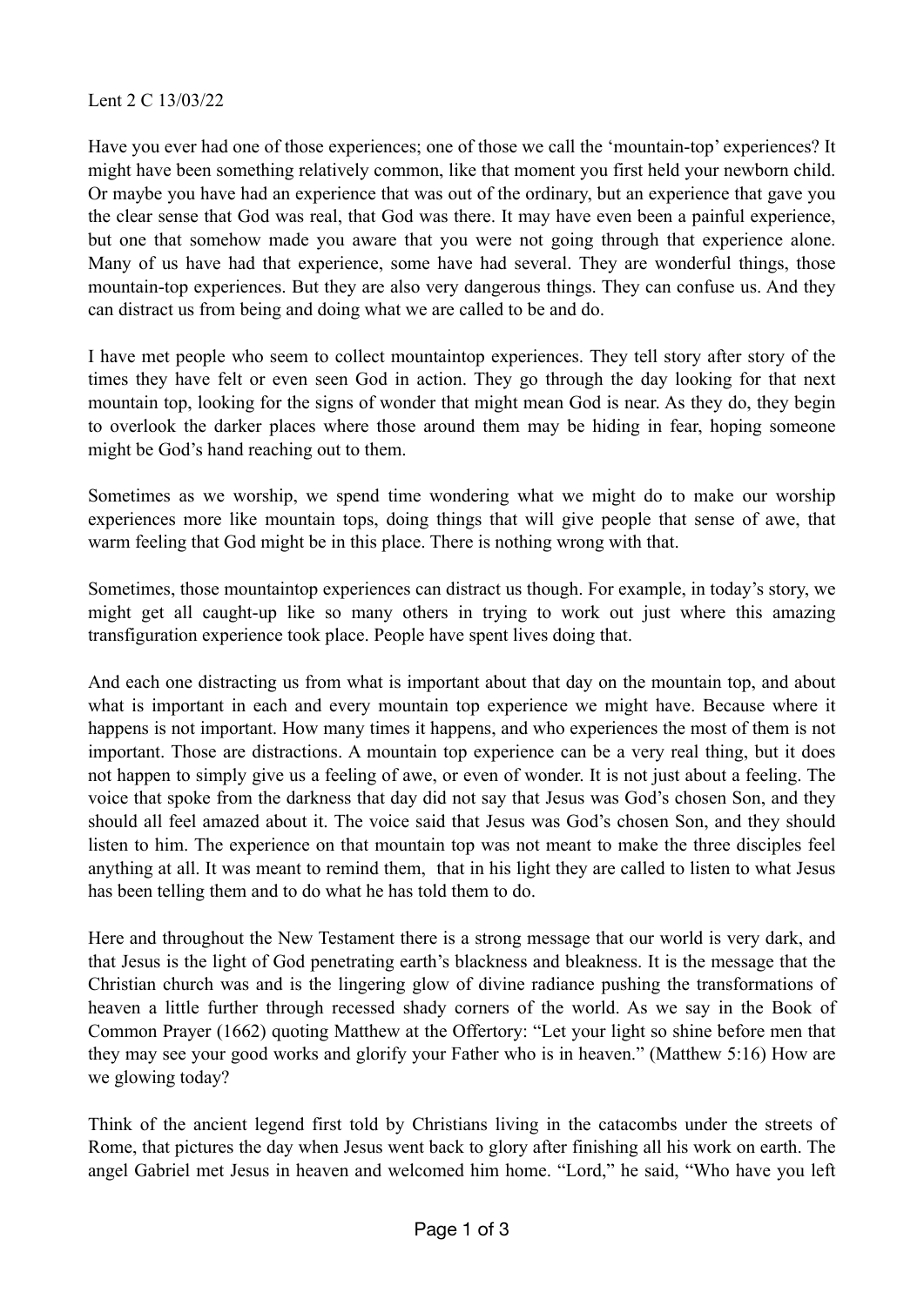Lent 2 C 13/03/22

Have you ever had one of those experiences; one of those we call the 'mountain-top' experiences? It might have been something relatively common, like that moment you first held your newborn child. Or maybe you have had an experience that was out of the ordinary, but an experience that gave you the clear sense that God was real, that God was there. It may have even been a painful experience, but one that somehow made you aware that you were not going through that experience alone. Many of us have had that experience, some have had several. They are wonderful things, those mountain-top experiences. But they are also very dangerous things. They can confuse us. And they can distract us from being and doing what we are called to be and do.

I have met people who seem to collect mountaintop experiences. They tell story after story of the times they have felt or even seen God in action. They go through the day looking for that next mountain top, looking for the signs of wonder that might mean God is near. As they do, they begin to overlook the darker places where those around them may be hiding in fear, hoping someone might be God's hand reaching out to them.

Sometimes as we worship, we spend time wondering what we might do to make our worship experiences more like mountain tops, doing things that will give people that sense of awe, that warm feeling that God might be in this place. There is nothing wrong with that.

Sometimes, those mountaintop experiences can distract us though. For example, in today's story, we might get all caught-up like so many others in trying to work out just where this amazing transfiguration experience took place. People have spent lives doing that.

And each one distracting us from what is important about that day on the mountain top, and about what is important in each and every mountain top experience we might have. Because where it happens is not important. How many times it happens, and who experiences the most of them is not important. Those are distractions. A mountain top experience can be a very real thing, but it does not happen to simply give us a feeling of awe, or even of wonder. It is not just about a feeling. The voice that spoke from the darkness that day did not say that Jesus was God's chosen Son, and they should all feel amazed about it. The voice said that Jesus was God's chosen Son, and they should listen to him. The experience on that mountain top was not meant to make the three disciples feel anything at all. It was meant to remind them, that in his light they are called to listen to what Jesus has been telling them and to do what he has told them to do.

Here and throughout the New Testament there is a strong message that our world is very dark, and that Jesus is the light of God penetrating earth's blackness and bleakness. It is the message that the Christian church was and is the lingering glow of divine radiance pushing the transformations of heaven a little further through recessed shady corners of the world. As we say in the Book of Common Prayer (1662) quoting Matthew at the Offertory: "Let your light so shine before men that they may see your good works and glorify your Father who is in heaven." (Matthew 5:16) How are we glowing today?

Think of the ancient legend first told by Christians living in the catacombs under the streets of Rome, that pictures the day when Jesus went back to glory after finishing all his work on earth. The angel Gabriel met Jesus in heaven and welcomed him home. "Lord," he said, "Who have you left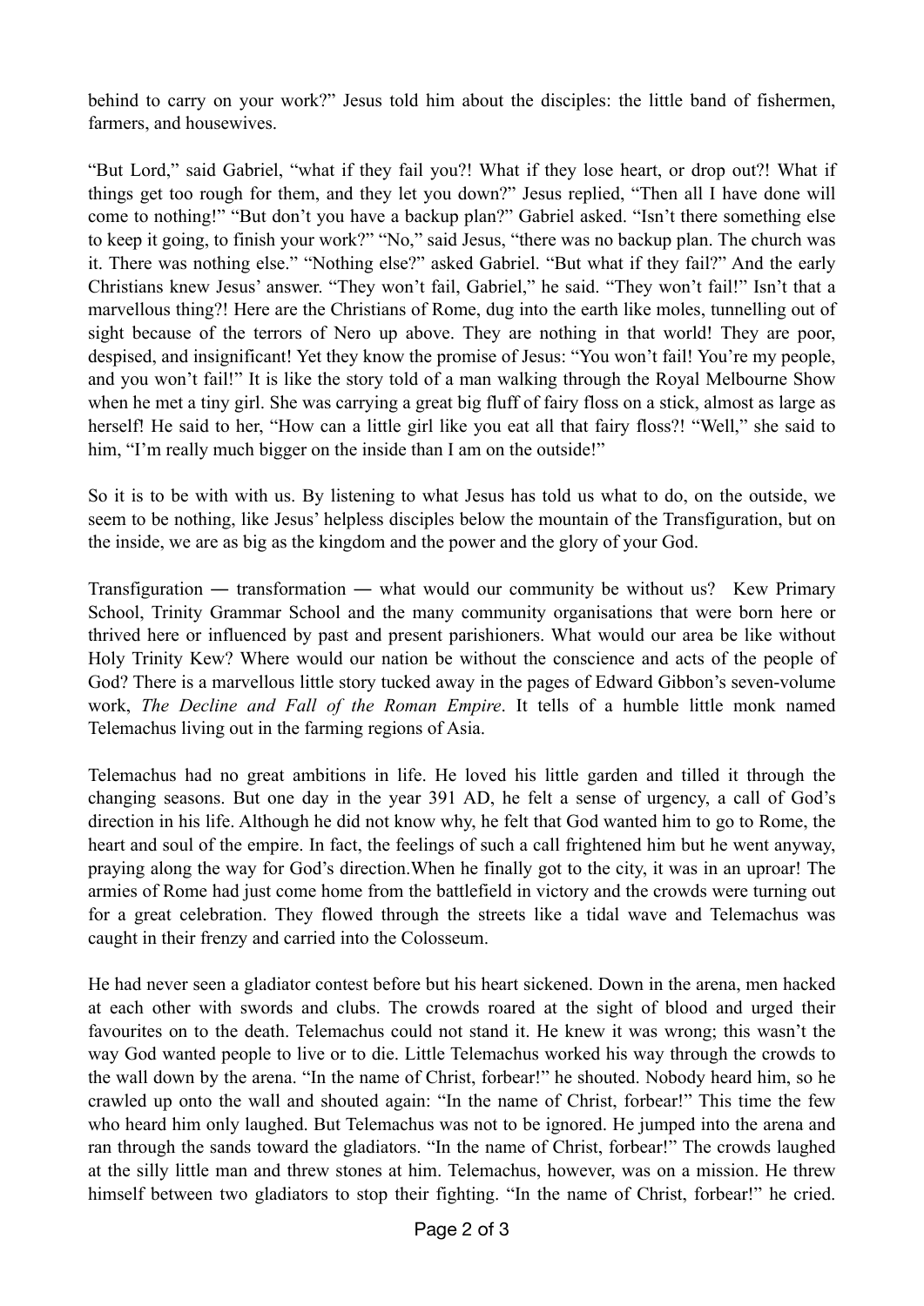behind to carry on your work?" Jesus told him about the disciples: the little band of fishermen, farmers, and housewives.

"But Lord," said Gabriel, "what if they fail you?! What if they lose heart, or drop out?! What if things get too rough for them, and they let you down?" Jesus replied, "Then all I have done will come to nothing!" "But don't you have a backup plan?" Gabriel asked. "Isn't there something else to keep it going, to finish your work?" "No," said Jesus, "there was no backup plan. The church was it. There was nothing else." "Nothing else?" asked Gabriel. "But what if they fail?" And the early Christians knew Jesus' answer. "They won't fail, Gabriel," he said. "They won't fail!" Isn't that a marvellous thing?! Here are the Christians of Rome, dug into the earth like moles, tunnelling out of sight because of the terrors of Nero up above. They are nothing in that world! They are poor, despised, and insignificant! Yet they know the promise of Jesus: "You won't fail! You're my people, and you won't fail!" It is like the story told of a man walking through the Royal Melbourne Show when he met a tiny girl. She was carrying a great big fluff of fairy floss on a stick, almost as large as herself! He said to her, "How can a little girl like you eat all that fairy floss?! "Well," she said to him, "I'm really much bigger on the inside than I am on the outside!"

So it is to be with with us. By listening to what Jesus has told us what to do, on the outside, we seem to be nothing, like Jesus' helpless disciples below the mountain of the Transfiguration, but on the inside, we are as big as the kingdom and the power and the glory of your God.

Transfiguration — transformation — what would our community be without us? Kew Primary School, Trinity Grammar School and the many community organisations that were born here or thrived here or influenced by past and present parishioners. What would our area be like without Holy Trinity Kew? Where would our nation be without the conscience and acts of the people of God? There is a marvellous little story tucked away in the pages of Edward Gibbon's seven-volume work, *The Decline and Fall of the Roman Empire*. It tells of a humble little monk named Telemachus living out in the farming regions of Asia.

Telemachus had no great ambitions in life. He loved his little garden and tilled it through the changing seasons. But one day in the year 391 AD, he felt a sense of urgency, a call of God's direction in his life. Although he did not know why, he felt that God wanted him to go to Rome, the heart and soul of the empire. In fact, the feelings of such a call frightened him but he went anyway, praying along the way for God's direction.When he finally got to the city, it was in an uproar! The armies of Rome had just come home from the battlefield in victory and the crowds were turning out for a great celebration. They flowed through the streets like a tidal wave and Telemachus was caught in their frenzy and carried into the Colosseum.

He had never seen a gladiator contest before but his heart sickened. Down in the arena, men hacked at each other with swords and clubs. The crowds roared at the sight of blood and urged their favourites on to the death. Telemachus could not stand it. He knew it was wrong; this wasn't the way God wanted people to live or to die. Little Telemachus worked his way through the crowds to the wall down by the arena. "In the name of Christ, forbear!" he shouted. Nobody heard him, so he crawled up onto the wall and shouted again: "In the name of Christ, forbear!" This time the few who heard him only laughed. But Telemachus was not to be ignored. He jumped into the arena and ran through the sands toward the gladiators. "In the name of Christ, forbear!" The crowds laughed at the silly little man and threw stones at him. Telemachus, however, was on a mission. He threw himself between two gladiators to stop their fighting. "In the name of Christ, forbear!" he cried.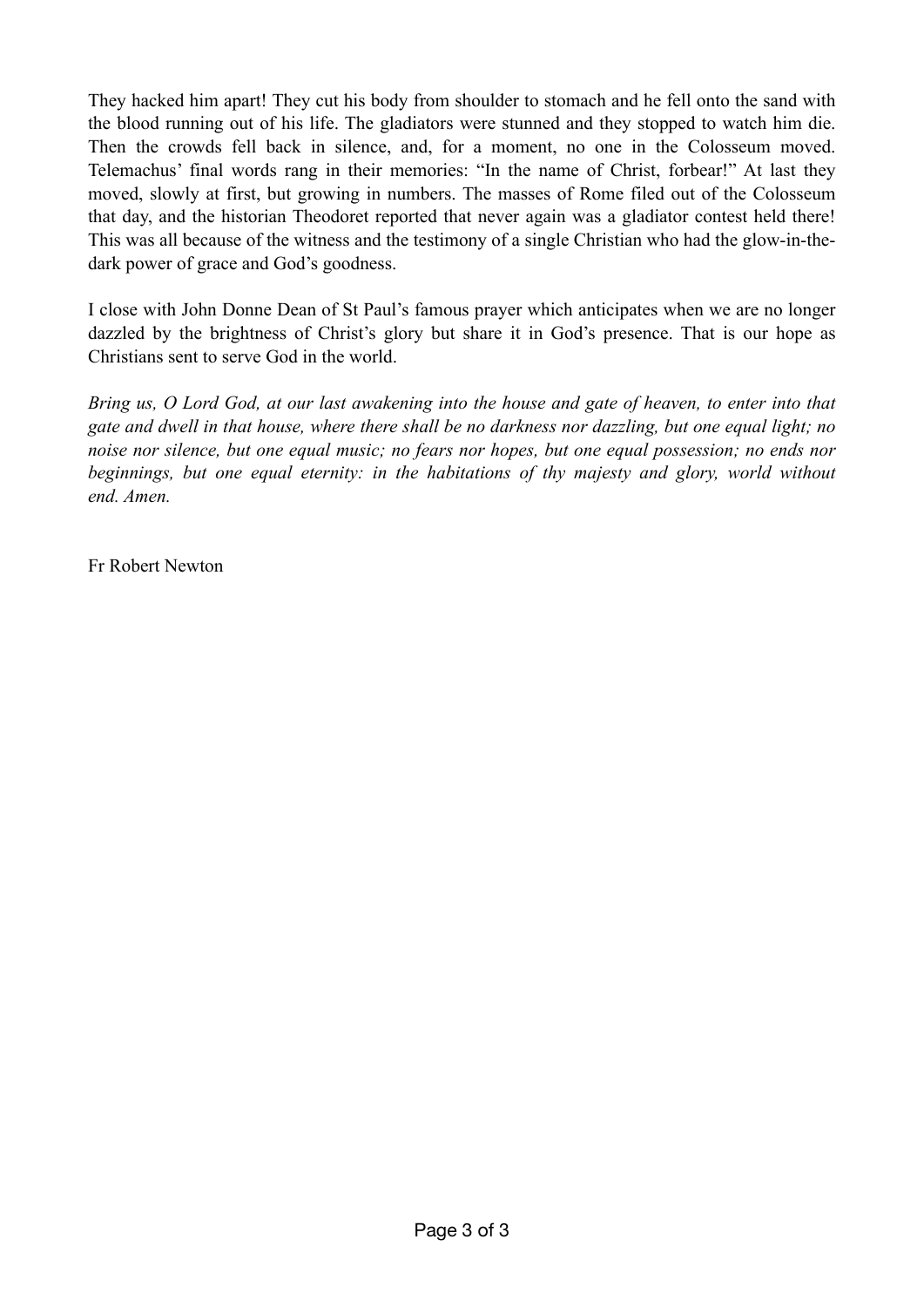They hacked him apart! They cut his body from shoulder to stomach and he fell onto the sand with the blood running out of his life. The gladiators were stunned and they stopped to watch him die. Then the crowds fell back in silence, and, for a moment, no one in the Colosseum moved. Telemachus' final words rang in their memories: "In the name of Christ, forbear!" At last they moved, slowly at first, but growing in numbers. The masses of Rome filed out of the Colosseum that day, and the historian Theodoret reported that never again was a gladiator contest held there! This was all because of the witness and the testimony of a single Christian who had the glow-in-the-dark power of grace and God's goodness.

I close with John Donne Dean of St Paul's famous prayer which anticipates when we are no longer dazzled by the brightness of Christ's glory but share it in God's presence. That is our hope as Christians sent to serve God in the world.

*Bring us, O Lord God, at our last awakening into the house and gate of heaven, to enter into that gate and dwell in that house, where there shall be no darkness nor dazzling, but one equal light; no noise nor silence, but one equal music; no fears nor hopes, but one equal possession; no ends nor beginnings, but one equal eternity: in the habitations of thy majesty and glory, world without end. Amen.*

Fr Robert Newton